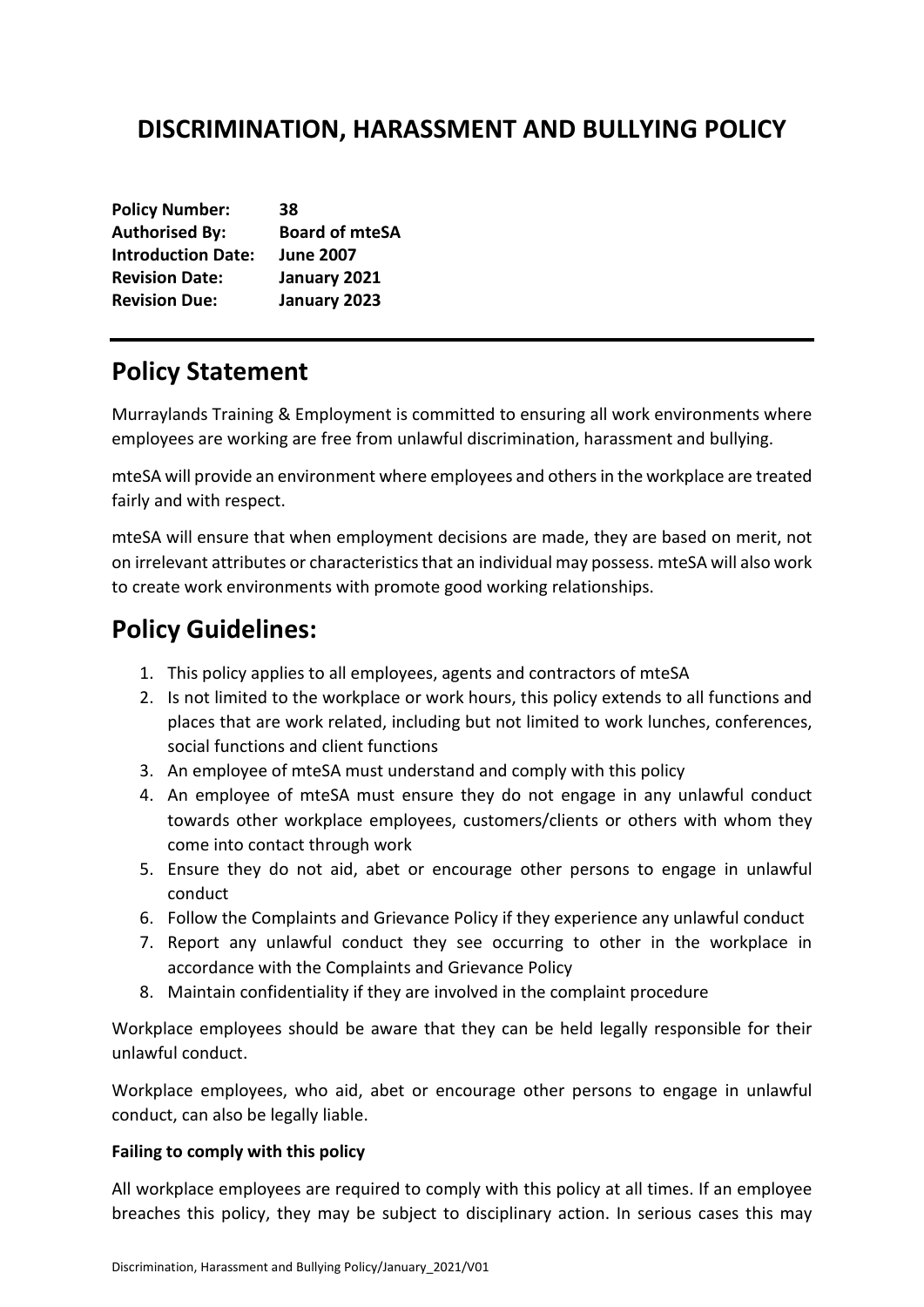# DISCRIMINATION, HARASSMENT AND BULLYING POLICY

**Policy Number:** **38**
**Authorised By:** **Board of mteSA**
**Introduction Date:** **June 2007**
**Revision Date:** **January 2021**
**Revision Due:** **January 2023**

---

## Policy Statement

Murraylands Training & Employment is committed to ensuring all work environments where employees are working are free from unlawful discrimination, harassment and bullying.

mteSA will provide an environment where employees and others in the workplace are treated fairly and with respect.

mteSA will ensure that when employment decisions are made, they are based on merit, not on irrelevant attributes or characteristics that an individual may possess. mteSA will also work to create work environments with promote good working relationships.

## Policy Guidelines:

1. This policy applies to all employees, agents and contractors of mteSA
2. Is not limited to the workplace or work hours, this policy extends to all functions and places that are work related, including but not limited to work lunches, conferences, social functions and client functions
3. An employee of mteSA must understand and comply with this policy
4. An employee of mteSA must ensure they do not engage in any unlawful conduct towards other workplace employees, customers/clients or others with whom they come into contact through work
5. Ensure they do not aid, abet or encourage other persons to engage in unlawful conduct
6. Follow the Complaints and Grievance Policy if they experience any unlawful conduct
7. Report any unlawful conduct they see occurring to other in the workplace in accordance with the Complaints and Grievance Policy
8. Maintain confidentiality if they are involved in the complaint procedure

Workplace employees should be aware that they can be held legally responsible for their unlawful conduct.

Workplace employees, who aid, abet or encourage other persons to engage in unlawful conduct, can also be legally liable.

**Failing to comply with this policy**

All workplace employees are required to comply with this policy at all times. If an employee breaches this policy, they may be subject to disciplinary action. In serious cases this may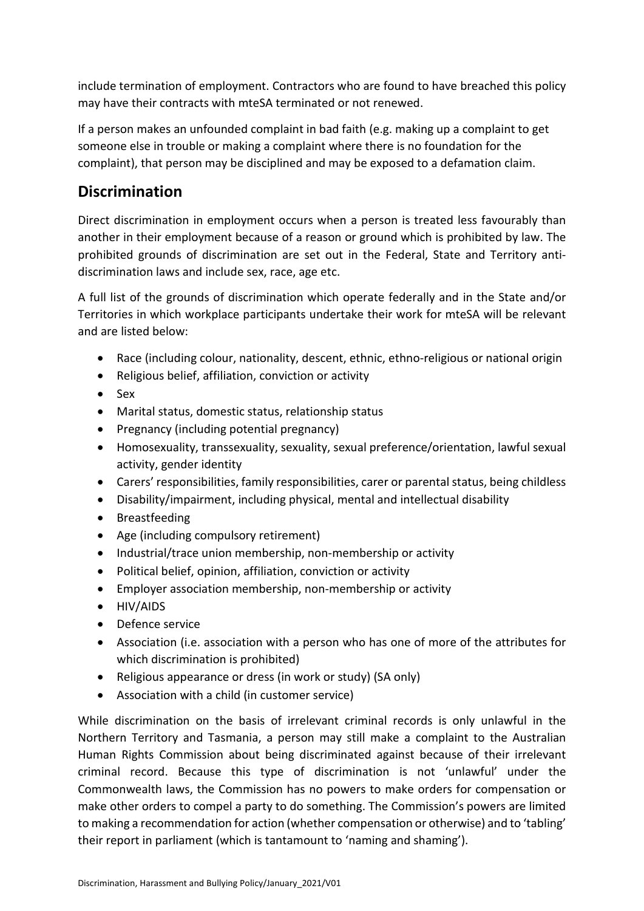include termination of employment. Contractors who are found to have breached this policy may have their contracts with mteSA terminated or not renewed.

If a person makes an unfounded complaint in bad faith (e.g. making up a complaint to get someone else in trouble or making a complaint where there is no foundation for the complaint), that person may be disciplined and may be exposed to a defamation claim.

## Discrimination

Direct discrimination in employment occurs when a person is treated less favourably than another in their employment because of a reason or ground which is prohibited by law. The prohibited grounds of discrimination are set out in the Federal, State and Territory anti-discrimination laws and include sex, race, age etc.

A full list of the grounds of discrimination which operate federally and in the State and/or Territories in which workplace participants undertake their work for mteSA will be relevant and are listed below:

- Race (including colour, nationality, descent, ethnic, ethno-religious or national origin
- Religious belief, affiliation, conviction or activity
- Sex
- Marital status, domestic status, relationship status
- Pregnancy (including potential pregnancy)
- Homosexuality, transsexuality, sexuality, sexual preference/orientation, lawful sexual activity, gender identity
- Carers' responsibilities, family responsibilities, carer or parental status, being childless
- Disability/impairment, including physical, mental and intellectual disability
- Breastfeeding
- Age (including compulsory retirement)
- Industrial/trace union membership, non-membership or activity
- Political belief, opinion, affiliation, conviction or activity
- Employer association membership, non-membership or activity
- HIV/AIDS
- Defence service
- Association (i.e. association with a person who has one of more of the attributes for which discrimination is prohibited)
- Religious appearance or dress (in work or study) (SA only)
- Association with a child (in customer service)

While discrimination on the basis of irrelevant criminal records is only unlawful in the Northern Territory and Tasmania, a person may still make a complaint to the Australian Human Rights Commission about being discriminated against because of their irrelevant criminal record. Because this type of discrimination is not 'unlawful' under the Commonwealth laws, the Commission has no powers to make orders for compensation or make other orders to compel a party to do something. The Commission's powers are limited to making a recommendation for action (whether compensation or otherwise) and to 'tabling' their report in parliament (which is tantamount to 'naming and shaming').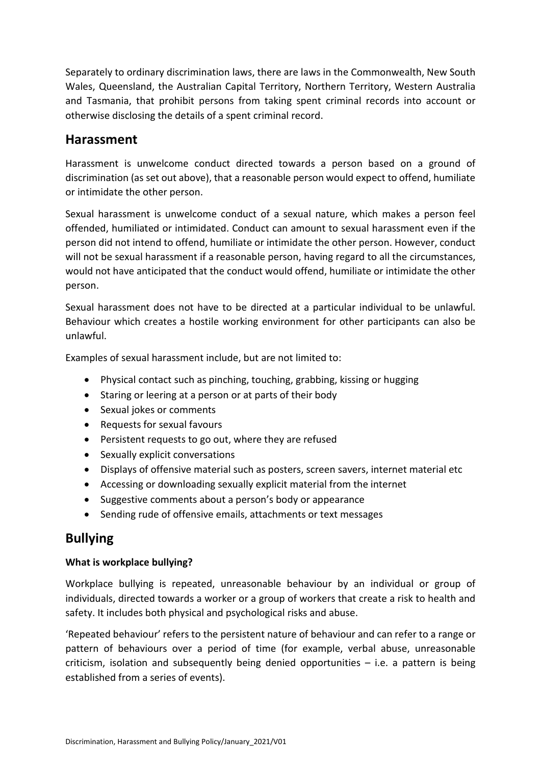Separately to ordinary discrimination laws, there are laws in the Commonwealth, New South Wales, Queensland, the Australian Capital Territory, Northern Territory, Western Australia and Tasmania, that prohibit persons from taking spent criminal records into account or otherwise disclosing the details of a spent criminal record.

## Harassment

Harassment is unwelcome conduct directed towards a person based on a ground of discrimination (as set out above), that a reasonable person would expect to offend, humiliate or intimidate the other person.

Sexual harassment is unwelcome conduct of a sexual nature, which makes a person feel offended, humiliated or intimidated. Conduct can amount to sexual harassment even if the person did not intend to offend, humiliate or intimidate the other person. However, conduct will not be sexual harassment if a reasonable person, having regard to all the circumstances, would not have anticipated that the conduct would offend, humiliate or intimidate the other person.

Sexual harassment does not have to be directed at a particular individual to be unlawful. Behaviour which creates a hostile working environment for other participants can also be unlawful.

Examples of sexual harassment include, but are not limited to:

- Physical contact such as pinching, touching, grabbing, kissing or hugging
- Staring or leering at a person or at parts of their body
- Sexual jokes or comments
- Requests for sexual favours
- Persistent requests to go out, where they are refused
- Sexually explicit conversations
- Displays of offensive material such as posters, screen savers, internet material etc
- Accessing or downloading sexually explicit material from the internet
- Suggestive comments about a person's body or appearance
- Sending rude of offensive emails, attachments or text messages

## Bullying

**What is workplace bullying?**

Workplace bullying is repeated, unreasonable behaviour by an individual or group of individuals, directed towards a worker or a group of workers that create a risk to health and safety. It includes both physical and psychological risks and abuse.

'Repeated behaviour' refers to the persistent nature of behaviour and can refer to a range or pattern of behaviours over a period of time (for example, verbal abuse, unreasonable criticism, isolation and subsequently being denied opportunities – i.e. a pattern is being established from a series of events).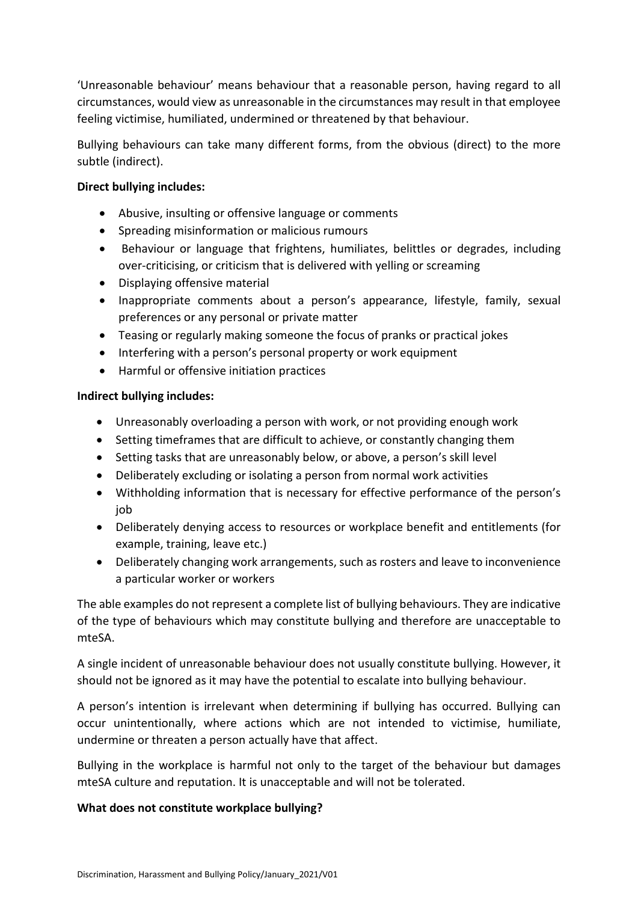'Unreasonable behaviour' means behaviour that a reasonable person, having regard to all circumstances, would view as unreasonable in the circumstances may result in that employee feeling victimise, humiliated, undermined or threatened by that behaviour.

Bullying behaviours can take many different forms, from the obvious (direct) to the more subtle (indirect).

**Direct bullying includes:**

- Abusive, insulting or offensive language or comments
- Spreading misinformation or malicious rumours
- Behaviour or language that frightens, humiliates, belittles or degrades, including over-criticising, or criticism that is delivered with yelling or screaming
- Displaying offensive material
- Inappropriate comments about a person's appearance, lifestyle, family, sexual preferences or any personal or private matter
- Teasing or regularly making someone the focus of pranks or practical jokes
- Interfering with a person's personal property or work equipment
- Harmful or offensive initiation practices

**Indirect bullying includes:**

- Unreasonably overloading a person with work, or not providing enough work
- Setting timeframes that are difficult to achieve, or constantly changing them
- Setting tasks that are unreasonably below, or above, a person's skill level
- Deliberately excluding or isolating a person from normal work activities
- Withholding information that is necessary for effective performance of the person's job
- Deliberately denying access to resources or workplace benefit and entitlements (for example, training, leave etc.)
- Deliberately changing work arrangements, such as rosters and leave to inconvenience a particular worker or workers

The able examples do not represent a complete list of bullying behaviours. They are indicative of the type of behaviours which may constitute bullying and therefore are unacceptable to mteSA.

A single incident of unreasonable behaviour does not usually constitute bullying. However, it should not be ignored as it may have the potential to escalate into bullying behaviour.

A person's intention is irrelevant when determining if bullying has occurred. Bullying can occur unintentionally, where actions which are not intended to victimise, humiliate, undermine or threaten a person actually have that affect.

Bullying in the workplace is harmful not only to the target of the behaviour but damages mteSA culture and reputation. It is unacceptable and will not be tolerated.

**What does not constitute workplace bullying?**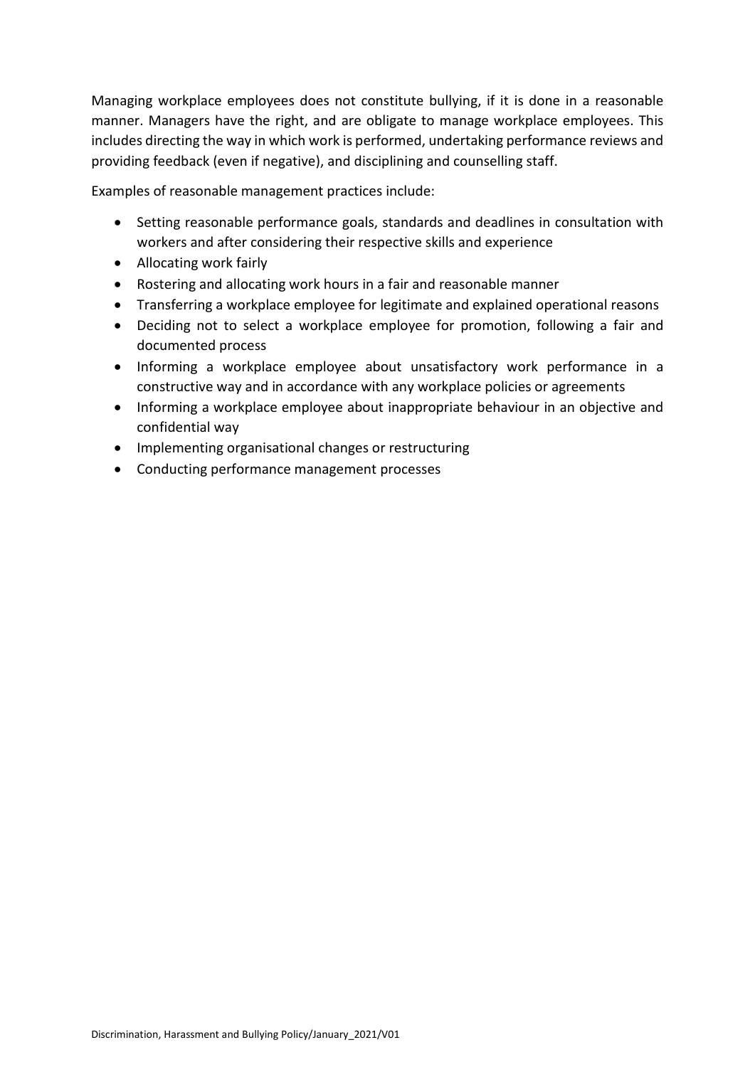Managing workplace employees does not constitute bullying, if it is done in a reasonable manner. Managers have the right, and are obligate to manage workplace employees. This includes directing the way in which work is performed, undertaking performance reviews and providing feedback (even if negative), and disciplining and counselling staff.

Examples of reasonable management practices include:

- Setting reasonable performance goals, standards and deadlines in consultation with workers and after considering their respective skills and experience
- Allocating work fairly
- Rostering and allocating work hours in a fair and reasonable manner
- Transferring a workplace employee for legitimate and explained operational reasons
- Deciding not to select a workplace employee for promotion, following a fair and documented process
- Informing a workplace employee about unsatisfactory work performance in a constructive way and in accordance with any workplace policies or agreements
- Informing a workplace employee about inappropriate behaviour in an objective and confidential way
- Implementing organisational changes or restructuring
- Conducting performance management processes